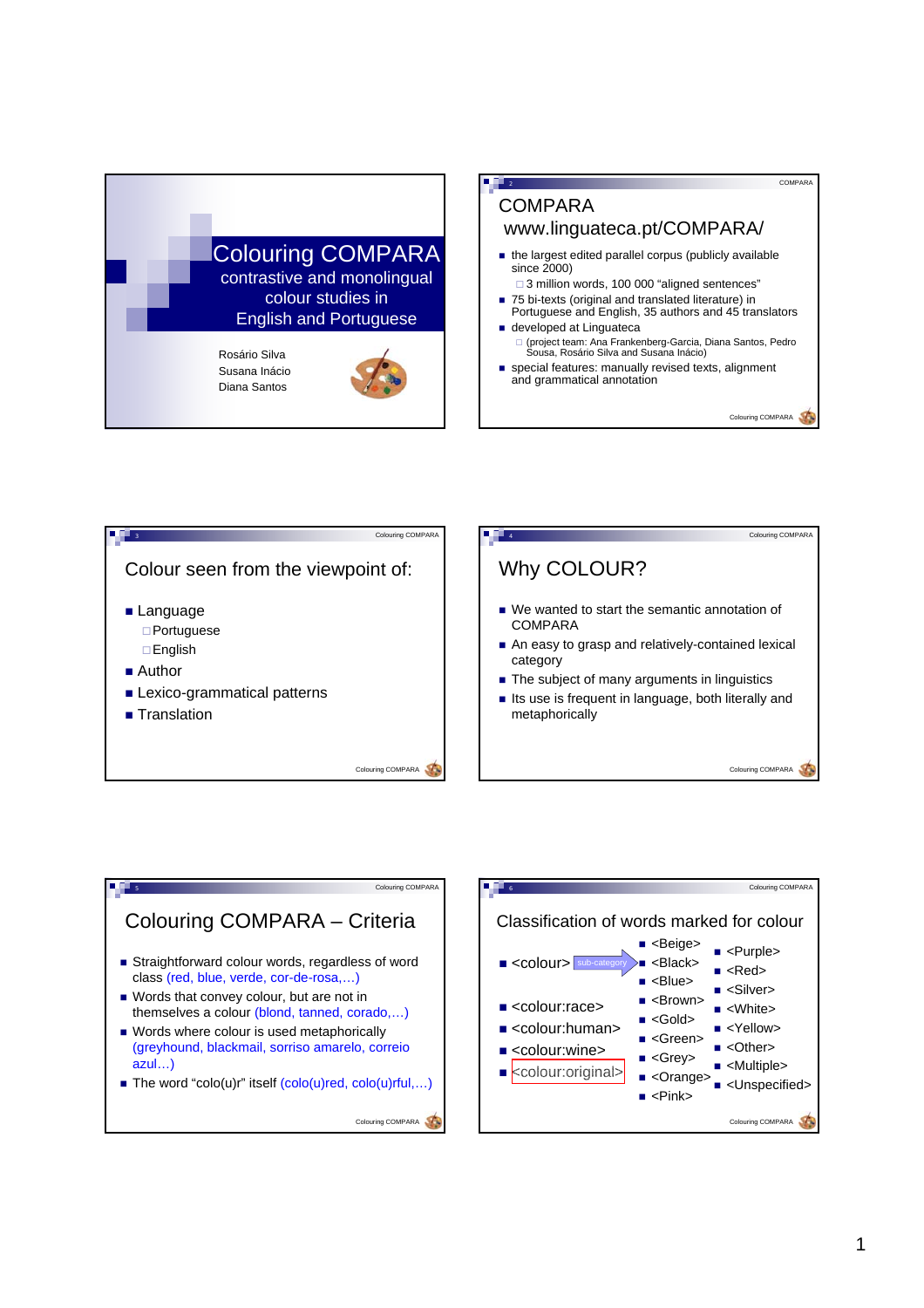# Colouring COMPARA

contrastive and monolingual colour studies in English and Portuguese

Rosário Silva
Susana Inácio
Diana Santos

## COMPARA
## www.linguateca.pt/COMPARA/

- the largest edited parallel corpus (publicly available since 2000)
  - 3 million words, 100 000 "aligned sentences"
- 75 bi-texts (original and translated literature) in Portuguese and English, 35 authors and 45 translators
- developed at Linguateca
  - (project team: Ana Frankenberg-Garcia, Diana Santos, Pedro Sousa, Rosário Silva and Susana Inácio)
- special features: manually revised texts, alignment and grammatical annotation

## Colour seen from the viewpoint of:

- Language
  - Portuguese
  - English
- Author
- Lexico-grammatical patterns
- Translation

## Why COLOUR?

- We wanted to start the semantic annotation of COMPARA
- An easy to grasp and relatively-contained lexical category
- The subject of many arguments in linguistics
- Its use is frequent in language, both literally and metaphorically

## Colouring COMPARA – Criteria

- Straightforward colour words, regardless of word class (red, blue, verde, cor-de-rosa,…)
- Words that convey colour, but are not in themselves a colour (blond, tanned, corado,…)
- Words where colour is used metaphorically (greyhound, blackmail, sorriso amarelo, correio azul…)
- The word "colo(u)r" itself (colo(u)red, colo(u)rful,…)

## Classification of words marked for colour

- <colour> → sub-category
- <colour:race>
- <colour:human>
- <colour:wine>
- <colour:original>

Sub-categories:

- <Beige>
- <Black>
- <Blue>
- <Brown>
- <Gold>
- <Green>
- <Grey>
- <Orange>
- <Pink>
- <Purple>
- <Red>
- <Silver>
- <White>
- <Yellow>
- <Other>
- <Multiple>
- <Unspecified>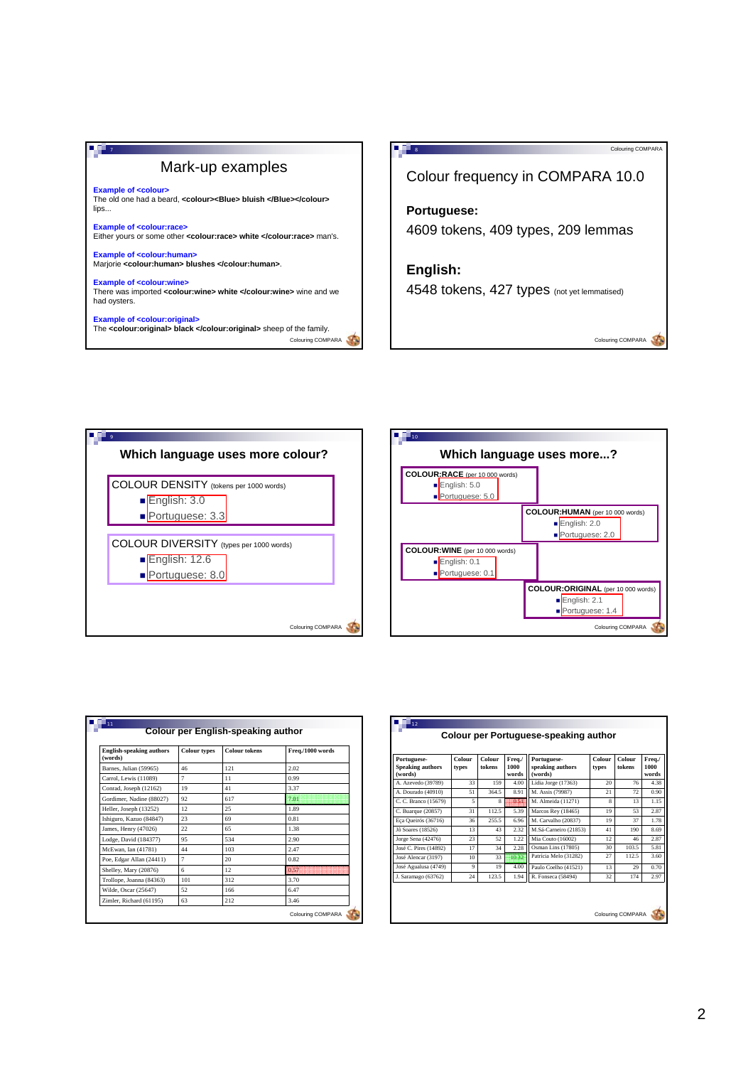## Mark-up examples

**Example of <colour>**
The old one had a beard, **<colour><Blue> bluish </Blue></colour>** lips...

**Example of <colour:race>**
Either yours or some other **<colour:race> white </colour:race>** man's.

**Example of <colour:human>**
Marjorie **<colour:human> blushes </colour:human>**.

**Example of <colour:wine>**
There was imported **<colour:wine> white </colour:wine>** wine and we had oysters.

**Example of <colour:original>**
The **<colour:original> black </colour:original>** sheep of the family.

## Colour frequency in COMPARA 10.0

**Portuguese:**
4609 tokens, 409 types, 209 lemmas

**English:**
4548 tokens, 427 types (not yet lemmatised)

## Which language uses more colour?

COLOUR DENSITY (tokens per 1000 words)
- English: 3.0
- Portuguese: 3.3

COLOUR DIVERSITY (types per 1000 words)
- English: 12.6
- Portuguese: 8.0

## Which language uses more...?

**COLOUR:RACE** (per 10 000 words)
- English: 5.0
- Portuguese: 5.0

**COLOUR:HUMAN** (per 10 000 words)
- English: 2.0
- Portuguese: 2.0

**COLOUR:WINE** (per 10 000 words)
- English: 0.1
- Portuguese: 0.1

**COLOUR:ORIGINAL** (per 10 000 words)
- English: 2.1
- Portuguese: 1.4

## Colour per English-speaking author

| English-speaking authors (words) | Colour types | Colour tokens | Freq./1000 words |
|---|---|---|---|
| Barnes, Julian (59965) | 46 | 121 | 2.02 |
| Carroll, Lewis (11089) | 7 | 11 | 0.99 |
| Conrad, Joseph (12162) | 19 | 41 | 3.37 |
| Gordimer, Nadine (88027) | 92 | 617 | 7.01 |
| Heller, Joseph (13252) | 12 | 25 | 1.89 |
| Ishiguro, Kazuo (84847) | 23 | 69 | 0.81 |
| James, Henry (47026) | 22 | 65 | 1.38 |
| Lodge, David (184377) | 95 | 534 | 2.90 |
| McEwan, Ian (41781) | 44 | 103 | 2.47 |
| Poe, Edgar Allan (24411) | 7 | 20 | 0.82 |
| Shelley, Mary (20876) | 6 | 12 | 0.57 |
| Trollope, Joanna (84363) | 101 | 312 | 3.70 |
| Wilde, Oscar (25647) | 52 | 166 | 6.47 |
| Zimler, Richard (61195) | 63 | 212 | 3.46 |

## Colour per Portuguese-speaking author

| Portuguese-Speaking authors (words) | Colour types | Colour tokens | Freq./1000 words | Portuguese-speaking authors (words) | Colour types | Colour tokens | Freq./1000 words |
|---|---|---|---|---|---|---|---|
| A. Azevedo (39789) | 33 | 159 | 4.00 | Lídia Jorge (17363) | 20 | 76 | 4.38 |
| A. Dourado (40910) | 51 | 364.5 | 8.91 | M. Assis (79987) | 21 | 72 | 0.90 |
| C. C. Branco (15679) | 5 | 8 | 0.51 | M. Almeida (11271) | 8 | 13 | 1.15 |
| C. Buarque (20857) | 31 | 112.5 | 5.39 | Marcos Rey (18465) | 19 | 53 | 2.87 |
| Eça Queirós (36716) | 36 | 255.5 | 6.96 | M. Carvalho (20837) | 19 | 37 | 1.78 |
| Jô Soares (18526) | 13 | 43 | 2.32 | M.Sá-Carneiro (21853) | 41 | 190 | 8.69 |
| Jorge Sena (42476) | 23 | 52 | 1.22 | Mia Couto (16002) | 12 | 46 | 2.87 |
| José C. Pires (14892) | 17 | 34 | 2.28 | Osman Lins (17805) | 30 | 103.5 | 5.81 |
| José Alencar (3197) | 10 | 33 | 10.32 | Patrícia Melo (31282) | 27 | 112.5 | 3.60 |
| José Agualusa (4749) | 9 | 19 | 4.00 | Paulo Coelho (41521) | 13 | 29 | 0.70 |
| J. Saramago (63762) | 24 | 123.5 | 1.94 | R. Fonseca (58494) | 32 | 174 | 2.97 |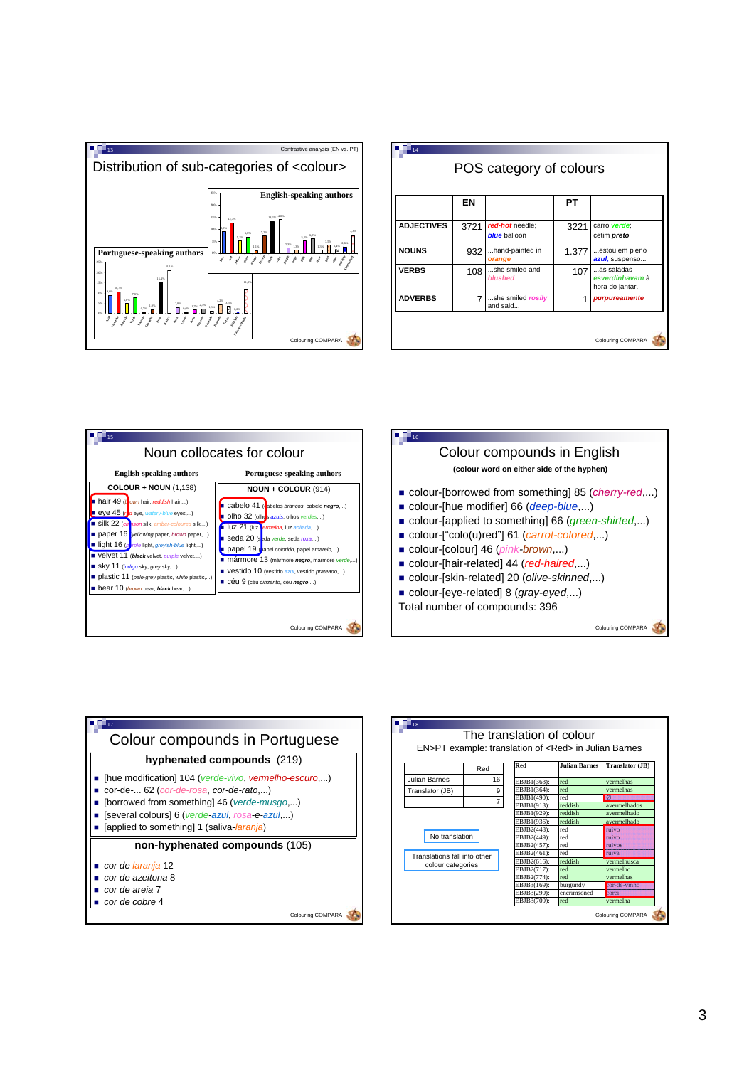## Distribution of sub-categories of <colour>

Contrastive analysis (EN vs. PT)

English-speaking authors

Portuguese-speaking authors

Colouring COMPARA

## POS category of colours

| | EN | | PT | |
|---|---|---|---|---|
| ADJECTIVES | 3721 | *red-hot* needle; *blue* balloon | 3221 | carro *verde*; cetim *preto* |
| NOUNS | 932 | ...hand-painted in *orange* | 1.377 | ...estou em pleno *azul*, suspenso... |
| VERBS | 108 | ...she smiled and *blushed* | 107 | ...as saladas *esverdinhavam* à hora do jantar. |
| ADVERBS | 7 | ...she smiled *rosily* and said... | 1 | *purpureamente* |

Colouring COMPARA

## Noun collocates for colour

**English-speaking authors**

**COLOUR + NOUN (1,138)**

- hair 49 (brown hair, reddish hair,...)
- eye 45 (red eye, watery-blue eyes,...)
- silk 22 (crimson silk, amber-coloured silk,...)
- paper 16 (yellowing paper, brown paper,...)
- light 16 (purple light, greyish-blue light,...)
- velvet 11 (*black* velvet, purple velvet,...)
- sky 11 (indigo sky, grey sky,...)
- plastic 11 (pale-grey plastic, white plastic,...)
- bear 10 (brown bear, *black* bear,...)

**Portuguese-speaking authors**

**NOUN + COLOUR (914)**

- cabelo 41 (cabelos brancos, cabelo *negro*,...)
- olho 32 (olhos azuis, olhos verdes,...)
- luz 21 (luz vermelha, luz anilada,...)
- seda 20 (seda verde, seda roxa,...)
- papel 19 (papel colorido, papel amarelo,...)
- mármore 13 (mármore *negro*, mármore verde,...)
- vestido 10 (vestido azul, vestido prateado,...)
- céu 9 (céu cinzento, céu *negro*,...)

Colouring COMPARA

## Colour compounds in English

**(colour word on either side of the hyphen)**

- colour-[borrowed from something] 85 (*cherry-red*,...)
- colour-[hue modifier] 66 (*deep-blue*,...)
- colour-[applied to something] 66 (*green-shirted*,...)
- colour-["colo(u)red"] 61 (*carrot-colored*,...)
- colour-[colour] 46 (*pink-brown*,...)
- colour-[hair-related] 44 (*red-haired*,...)
- colour-[skin-related] 20 (*olive-skinned*,...)
- colour-[eye-related] 8 (*gray-eyed*,...)

Total number of compounds: 396

Colouring COMPARA

## Colour compounds in Portuguese

**hyphenated compounds** (219)

- [hue modification] 104 (*verde-vivo*, *vermelho-escuro*,...)
- cor-de-... 62 (*cor-de-rosa*, *cor-de-rato*,...)
- [borrowed from something] 46 (*verde-musgo*,...)
- [several colours] 6 (*verde-azul*, *rosa-e-azul*,...)
- [applied to something] 1 (saliva-*laranja*)

**non-hyphenated compounds** (105)

- *cor de laranja* 12
- *cor de azeitona* 8
- *cor de areia* 7
- *cor de cobre* 4

Colouring COMPARA

## The translation of colour

EN>PT example: translation of <Red> in Julian Barnes

| | Red |
|---|---|
| Julian Barnes | 16 |
| Translator (JB) | 9 |
| | -7 |

No translation

Translations fall into other colour categories

| Red | Julian Barnes | Translator (JB) |
|---|---|---|
| EBJB1(363): | red | vermelhas |
| EBJB1(364): | red | vermelhas |
| EBJB1(490): | red | Ø |
| EBJB1(913): | reddish | avermelhados |
| EBJB1(929): | reddish | avermelhado |
| EBJB1(936): | reddish | avermelhado |
| EBJB2(448): | red | ruivo |
| EBJB2(449): | red | ruivo |
| EBJB2(457): | red | ruivos |
| EBJB2(461): | red | ruiva |
| EBJB2(616): | reddish | vermelhusca |
| EBJB2(717): | red | vermelho |
| EBJB2(774): | red | vermelhas |
| EBJB3(169): | burgundy | cor-de-vinho |
| EBJB3(290): | encrimsoned | corei |
| EBJB3(709): | red | vermelha |

Colouring COMPARA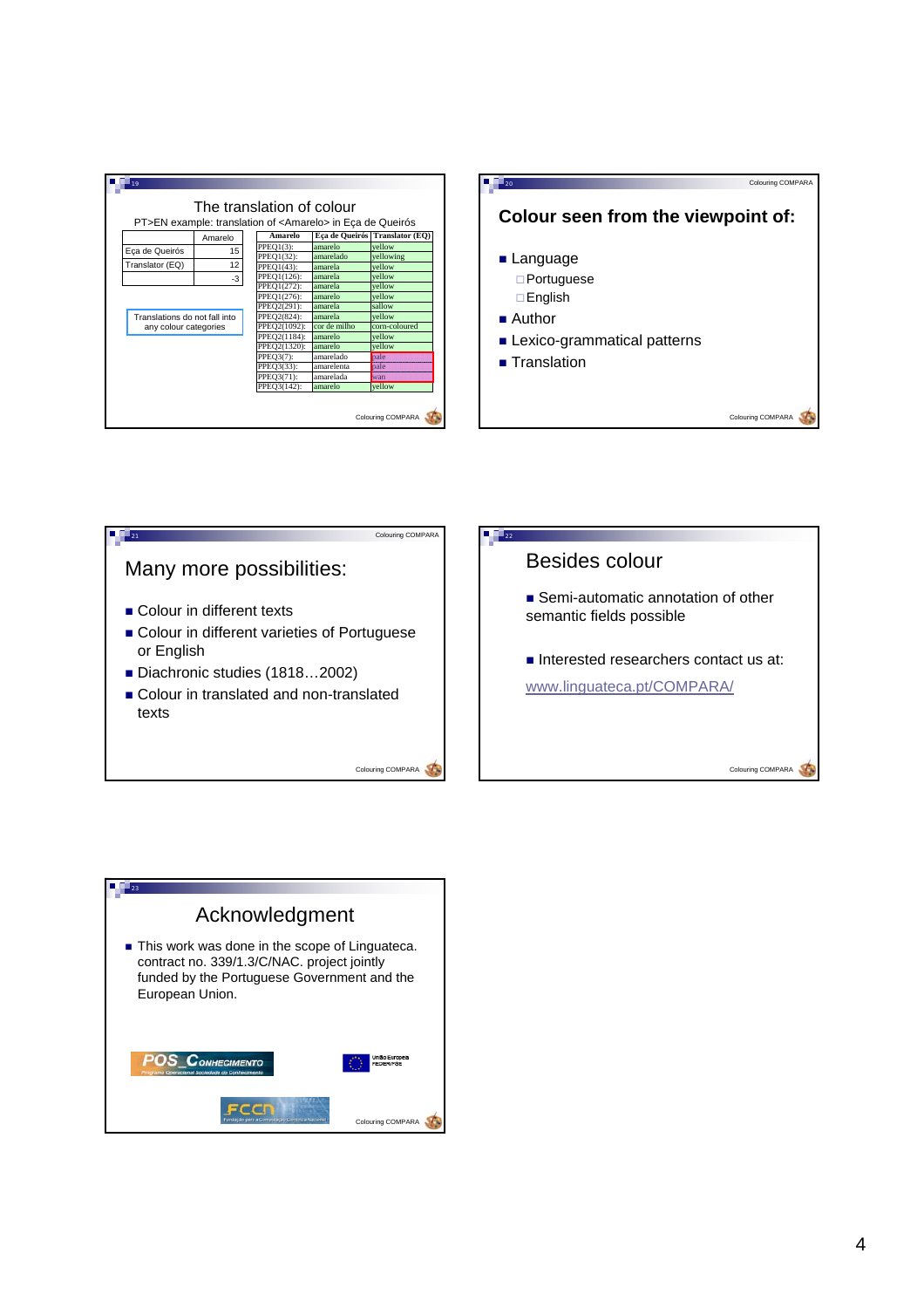## The translation of colour

PT>EN example: translation of <Amarelo> in Eça de Queirós

| | Amarelo |
|---|---|
| Eça de Queirós | 15 |
| Translator (EQ) | 12 |
| | -3 |

Translations do not fall into any colour categories

| Amarelo | Eça de Queirós | Translator (EQ) |
|---|---|---|
| PPEQ1(3): | amarelo | yellow |
| PPEQ1(32): | amarelado | yellowing |
| PPEQ1(43): | amarela | yellow |
| PPEQ1(126): | amarela | yellow |
| PPEQ1(272): | amarela | yellow |
| PPEQ1(276): | amarelo | yellow |
| PPEQ2(291): | amarela | sallow |
| PPEQ2(824): | amarela | yellow |
| PPEQ2(1092): | cor de milho | corn-coloured |
| PPEQ2(1184): | amarelo | yellow |
| PPEQ2(1320): | amarelo | yellow |
| PPEQ3(7): | amarelado | pale |
| PPEQ3(33): | amarelenta | pale |
| PPEQ3(71): | amarelada | wan |
| PPEQ3(142): | amarelo | yellow |

## Colour seen from the viewpoint of:

- Language
  - Portuguese
  - English
- Author
- Lexico-grammatical patterns
- Translation

## Many more possibilities:

- Colour in different texts
- Colour in different varieties of Portuguese or English
- Diachronic studies (1818…2002)
- Colour in translated and non-translated texts

## Besides colour

- Semi-automatic annotation of other semantic fields possible
- Interested researchers contact us at:

www.linguateca.pt/COMPARA/

## Acknowledgment

- This work was done in the scope of Linguateca. contract no. 339/1.3/C/NAC. project jointly funded by the Portuguese Government and the European Union.

POS_Conhecimento — Programa Operacional Sociedade do Conhecimento

União Europeia FEDER/FSE

FCCN — Fundação para a Computação Científica Nacional